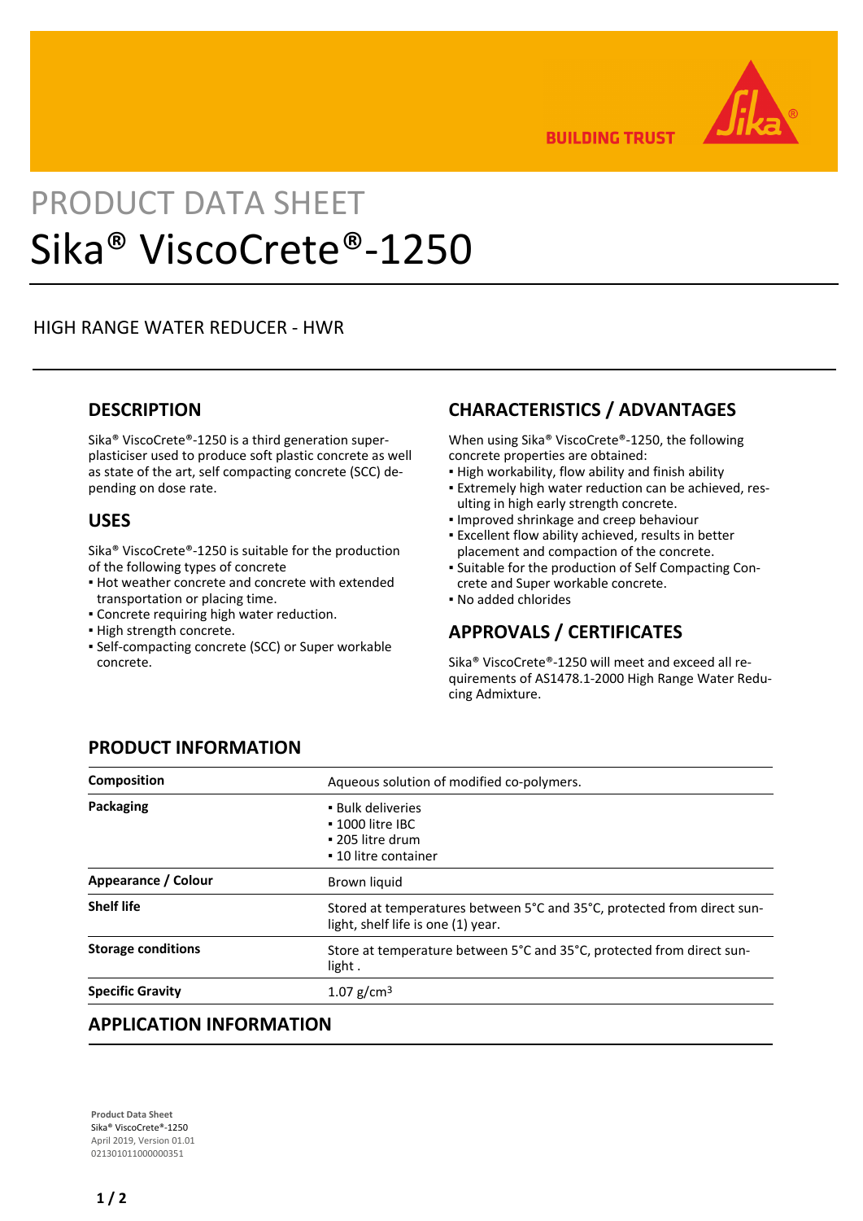PRODUCT DATA SHEET

# Sika® ViscoCrete®-1250

HIGH RANGE WATER REDUCER - HWR

## DESCRIPTION

Sika® ViscoCrete®-1250 is a third generation superplasticiser used to produce soft plastic concrete as well as state of the art, self compacting concrete (SCC) depending on dose rate.

## USES

Sika® ViscoCrete®-1250 is suitable for the production of the following types of concrete

- Hot weather concrete and concrete with extended transportation or placing time.
- Concrete requiring high water reduction.
- High strength concrete.
- Self-compacting concrete (SCC) or Super workable concrete.

## CHARACTERISTICS / ADVANTAGES

When using Sika® ViscoCrete®-1250, the following concrete properties are obtained:

- High workability, flow ability and finish ability
- Extremely high water reduction can be achieved, resulting in high early strength concrete.
- Improved shrinkage and creep behaviour
- Excellent flow ability achieved, results in better placement and compaction of the concrete.
- Suitable for the production of Self Compacting Concrete and Super workable concrete.
- No added chlorides

## APPROVALS / CERTIFICATES

Sika® ViscoCrete®-1250 will meet and exceed all requirements of AS1478.1-2000 High Range Water Reducing Admixture.

## PRODUCT INFORMATION

| | |
|---|---|
| **Composition** | Aqueous solution of modified co-polymers. |
| **Packaging** | ▪ Bulk deliveries<br>▪ 1000 litre IBC<br>▪ 205 litre drum<br>▪ 10 litre container |
| **Appearance / Colour** | Brown liquid |
| **Shelf life** | Stored at temperatures between 5°C and 35°C, protected from direct sunlight, shelf life is one (1) year. |
| **Storage conditions** | Store at temperature between 5°C and 35°C, protected from direct sunlight . |
| **Specific Gravity** | 1.07 g/cm³ |

## APPLICATION INFORMATION

**Product Data Sheet**
Sika® ViscoCrete®-1250
April 2019, Version 01.01
021301011000000351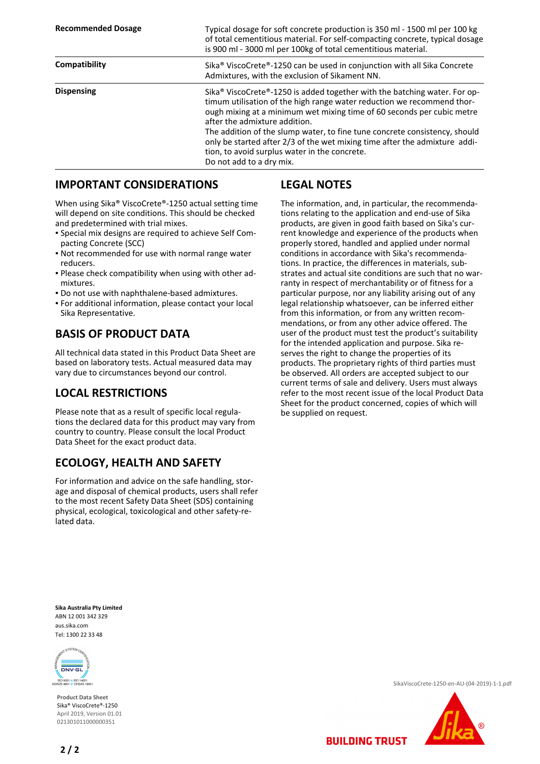| | |
|---|---|
| **Recommended Dosage** | Typical dosage for soft concrete production is 350 ml - 1500 ml per 100 kg of total cementitious material. For self-compacting concrete, typical dosage is 900 ml - 3000 ml per 100kg of total cementitious material. |
| **Compatibility** | Sika® ViscoCrete®-1250 can be used in conjunction with all Sika Concrete Admixtures, with the exclusion of Sikament NN. |
| **Dispensing** | Sika® ViscoCrete®-1250 is added together with the batching water. For optimum utilisation of the high range water reduction we recommend thorough mixing at a minimum wet mixing time of 60 seconds per cubic metre after the admixture addition. The addition of the slump water, to fine tune concrete consistency, should only be started after 2/3 of the wet mixing time after the admixture addition, to avoid surplus water in the concrete. Do not add to a dry mix. |

## IMPORTANT CONSIDERATIONS

When using Sika® ViscoCrete®-1250 actual setting time will depend on site conditions. This should be checked and predetermined with trial mixes.

- Special mix designs are required to achieve Self Compacting Concrete (SCC)
- Not recommended for use with normal range water reducers.
- Please check compatibility when using with other admixtures.
- Do not use with naphthalene-based admixtures.
- For additional information, please contact your local Sika Representative.

## BASIS OF PRODUCT DATA

All technical data stated in this Product Data Sheet are based on laboratory tests. Actual measured data may vary due to circumstances beyond our control.

## LOCAL RESTRICTIONS

Please note that as a result of specific local regulations the declared data for this product may vary from country to country. Please consult the local Product Data Sheet for the exact product data.

## ECOLOGY, HEALTH AND SAFETY

For information and advice on the safe handling, storage and disposal of chemical products, users shall refer to the most recent Safety Data Sheet (SDS) containing physical, ecological, toxicological and other safety-related data.

## LEGAL NOTES

The information, and, in particular, the recommendations relating to the application and end-use of Sika products, are given in good faith based on Sika's current knowledge and experience of the products when properly stored, handled and applied under normal conditions in accordance with Sika's recommendations. In practice, the differences in materials, substrates and actual site conditions are such that no warranty in respect of merchantability or of fitness for a particular purpose, nor any liability arising out of any legal relationship whatsoever, can be inferred either from this information, or from any written recommendations, or from any other advice offered. The user of the product must test the product's suitability for the intended application and purpose. Sika reserves the right to change the properties of its products. The proprietary rights of third parties must be observed. All orders are accepted subject to our current terms of sale and delivery. Users must always refer to the most recent issue of the local Product Data Sheet for the product concerned, copies of which will be supplied on request.

**Sika Australia Pty Limited**
ABN 12 001 342 329
aus.sika.com
Tel: 1300 22 33 48

**Product Data Sheet**
Sika® ViscoCrete®-1250
April 2019, Version 01.01
021301011000000351

SikaViscoCrete-1250-en-AU-(04-2019)-1-1.pdf

BUILDING TRUST